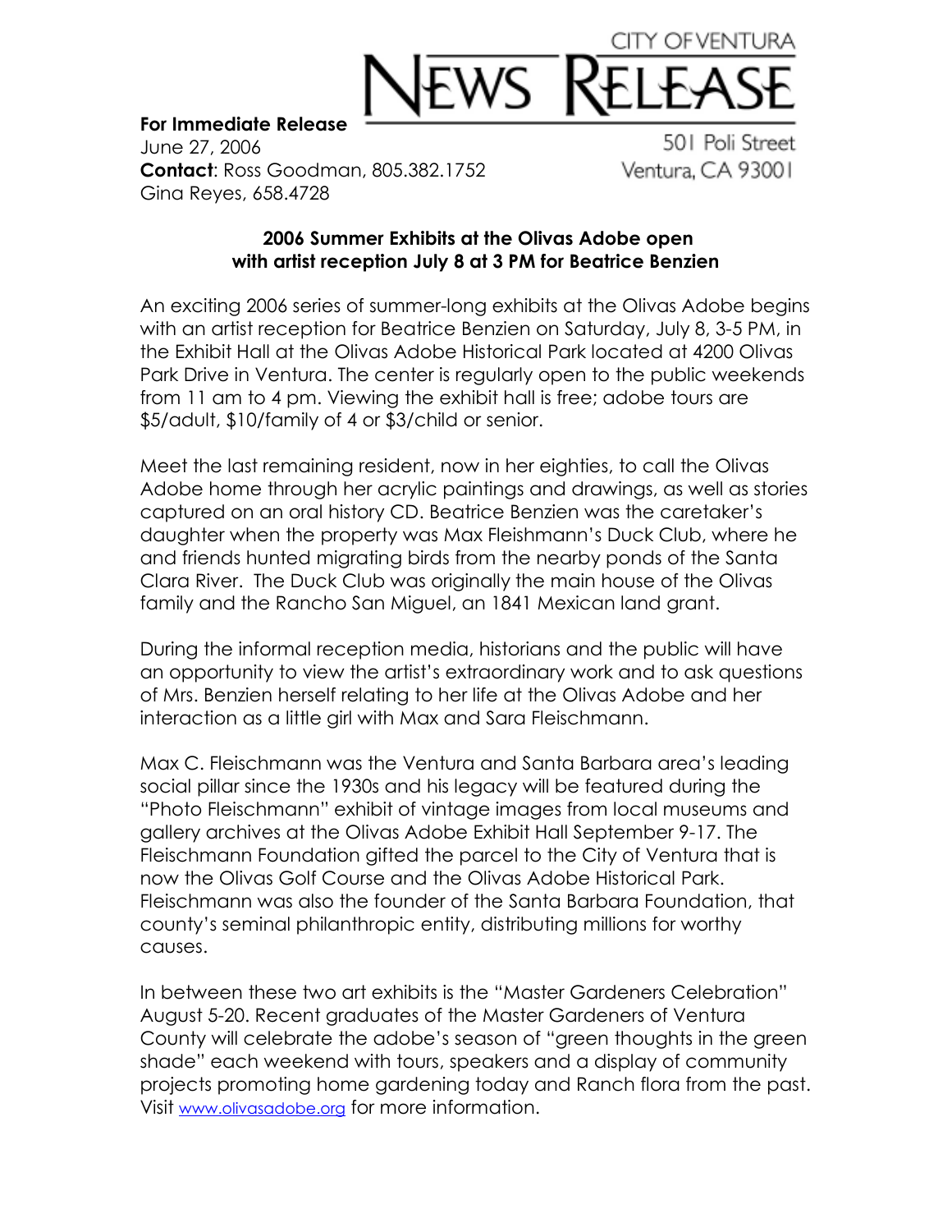CITY OF VENTURA

# NEWS RELEASE

501 Poli Street
Ventura, CA 93001

**For Immediate Release**
June 27, 2006
**Contact**: Ross Goodman, 805.382.1752
Gina Reyes, 658.4728

## 2006 Summer Exhibits at the Olivas Adobe open with artist reception July 8 at 3 PM for Beatrice Benzien

An exciting 2006 series of summer-long exhibits at the Olivas Adobe begins with an artist reception for Beatrice Benzien on Saturday, July 8, 3-5 PM, in the Exhibit Hall at the Olivas Adobe Historical Park located at 4200 Olivas Park Drive in Ventura. The center is regularly open to the public weekends from 11 am to 4 pm. Viewing the exhibit hall is free; adobe tours are $5/adult, $10/family of 4 or $3/child or senior.

Meet the last remaining resident, now in her eighties, to call the Olivas Adobe home through her acrylic paintings and drawings, as well as stories captured on an oral history CD. Beatrice Benzien was the caretaker's daughter when the property was Max Fleishmann's Duck Club, where he and friends hunted migrating birds from the nearby ponds of the Santa Clara River. The Duck Club was originally the main house of the Olivas family and the Rancho San Miguel, an 1841 Mexican land grant.

During the informal reception media, historians and the public will have an opportunity to view the artist's extraordinary work and to ask questions of Mrs. Benzien herself relating to her life at the Olivas Adobe and her interaction as a little girl with Max and Sara Fleischmann.

Max C. Fleischmann was the Ventura and Santa Barbara area's leading social pillar since the 1930s and his legacy will be featured during the "Photo Fleischmann" exhibit of vintage images from local museums and gallery archives at the Olivas Adobe Exhibit Hall September 9-17. The Fleischmann Foundation gifted the parcel to the City of Ventura that is now the Olivas Golf Course and the Olivas Adobe Historical Park. Fleischmann was also the founder of the Santa Barbara Foundation, that county's seminal philanthropic entity, distributing millions for worthy causes.

In between these two art exhibits is the "Master Gardeners Celebration" August 5-20. Recent graduates of the Master Gardeners of Ventura County will celebrate the adobe's season of "green thoughts in the green shade" each weekend with tours, speakers and a display of community projects promoting home gardening today and Ranch flora from the past. Visit www.olivasadobe.org for more information.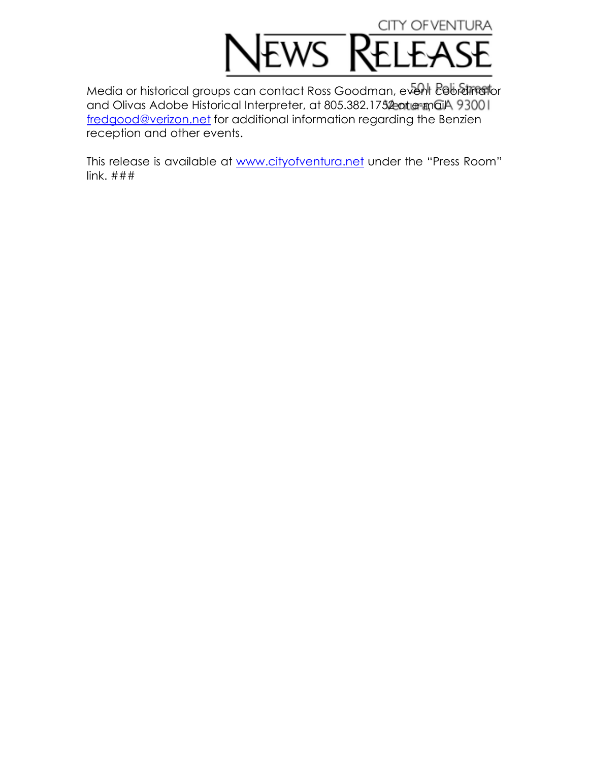Media or historical groups can contact Ross Goodman, event coordinator and Olivas Adobe Historical Interpreter, at 805.382.1752 or e-mail fredgood@verizon.net for additional information regarding the Benzien reception and other events.

This release is available at www.cityofventura.net under the "Press Room" link. ###